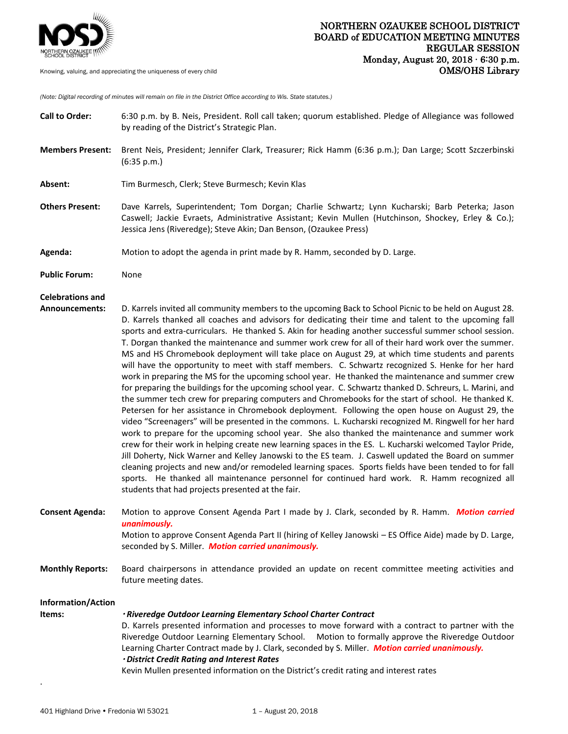# NORTHERN OZAUKEE SCHOOL DISTRICT
## BOARD of EDUCATION MEETING MINUTES
### REGULAR SESSION
### Monday, August 20, 2018 · 6:30 p.m.
### OMS/OHS Library

Knowing, valuing, and appreciating the uniqueness of every child

*(Note: Digital recording of minutes will remain on file in the District Office according to Wis. State statutes.)*

**Call to Order:** 6:30 p.m. by B. Neis, President. Roll call taken; quorum established. Pledge of Allegiance was followed by reading of the District's Strategic Plan.

**Members Present:** Brent Neis, President; Jennifer Clark, Treasurer; Rick Hamm (6:36 p.m.); Dan Large; Scott Szczerbinski (6:35 p.m.)

**Absent:** Tim Burmesch, Clerk; Steve Burmesch; Kevin Klas

**Others Present:** Dave Karrels, Superintendent; Tom Dorgan; Charlie Schwartz; Lynn Kucharski; Barb Peterka; Jason Caswell; Jackie Evraets, Administrative Assistant; Kevin Mullen (Hutchinson, Shockey, Erley & Co.); Jessica Jens (Riveredge); Steve Akin; Dan Benson, (Ozaukee Press)

**Agenda:** Motion to adopt the agenda in print made by R. Hamm, seconded by D. Large.

**Public Forum:** None

**Celebrations and Announcements:** D. Karrels invited all community members to the upcoming Back to School Picnic to be held on August 28. D. Karrels thanked all coaches and advisors for dedicating their time and talent to the upcoming fall sports and extra-curriculars. He thanked S. Akin for heading another successful summer school session. T. Dorgan thanked the maintenance and summer work crew for all of their hard work over the summer. MS and HS Chromebook deployment will take place on August 29, at which time students and parents will have the opportunity to meet with staff members. C. Schwartz recognized S. Henke for her hard work in preparing the MS for the upcoming school year. He thanked the maintenance and summer crew for preparing the buildings for the upcoming school year. C. Schwartz thanked D. Schreurs, L. Marini, and the summer tech crew for preparing computers and Chromebooks for the start of school. He thanked K. Petersen for her assistance in Chromebook deployment. Following the open house on August 29, the video "Screenagers" will be presented in the commons. L. Kucharski recognized M. Ringwell for her hard work to prepare for the upcoming school year. She also thanked the maintenance and summer work crew for their work in helping create new learning spaces in the ES. L. Kucharski welcomed Taylor Pride, Jill Doherty, Nick Warner and Kelley Janowski to the ES team. J. Caswell updated the Board on summer cleaning projects and new and/or remodeled learning spaces. Sports fields have been tended to for fall sports. He thanked all maintenance personnel for continued hard work. R. Hamm recognized all students that had projects presented at the fair.

**Consent Agenda:** Motion to approve Consent Agenda Part I made by J. Clark, seconded by R. Hamm. ***Motion carried unanimously.***
Motion to approve Consent Agenda Part II (hiring of Kelley Janowski – ES Office Aide) made by D. Large, seconded by S. Miller. ***Motion carried unanimously.***

**Monthly Reports:** Board chairpersons in attendance provided an update on recent committee meeting activities and future meeting dates.

**Information/Action Items:**

***· Riveredge Outdoor Learning Elementary School Charter Contract***
D. Karrels presented information and processes to move forward with a contract to partner with the Riveredge Outdoor Learning Elementary School. Motion to formally approve the Riveredge Outdoor Learning Charter Contract made by J. Clark, seconded by S. Miller. ***Motion carried unanimously.***

***· District Credit Rating and Interest Rates***
Kevin Mullen presented information on the District's credit rating and interest rates

.

401 Highland Drive • Fredonia WI 53021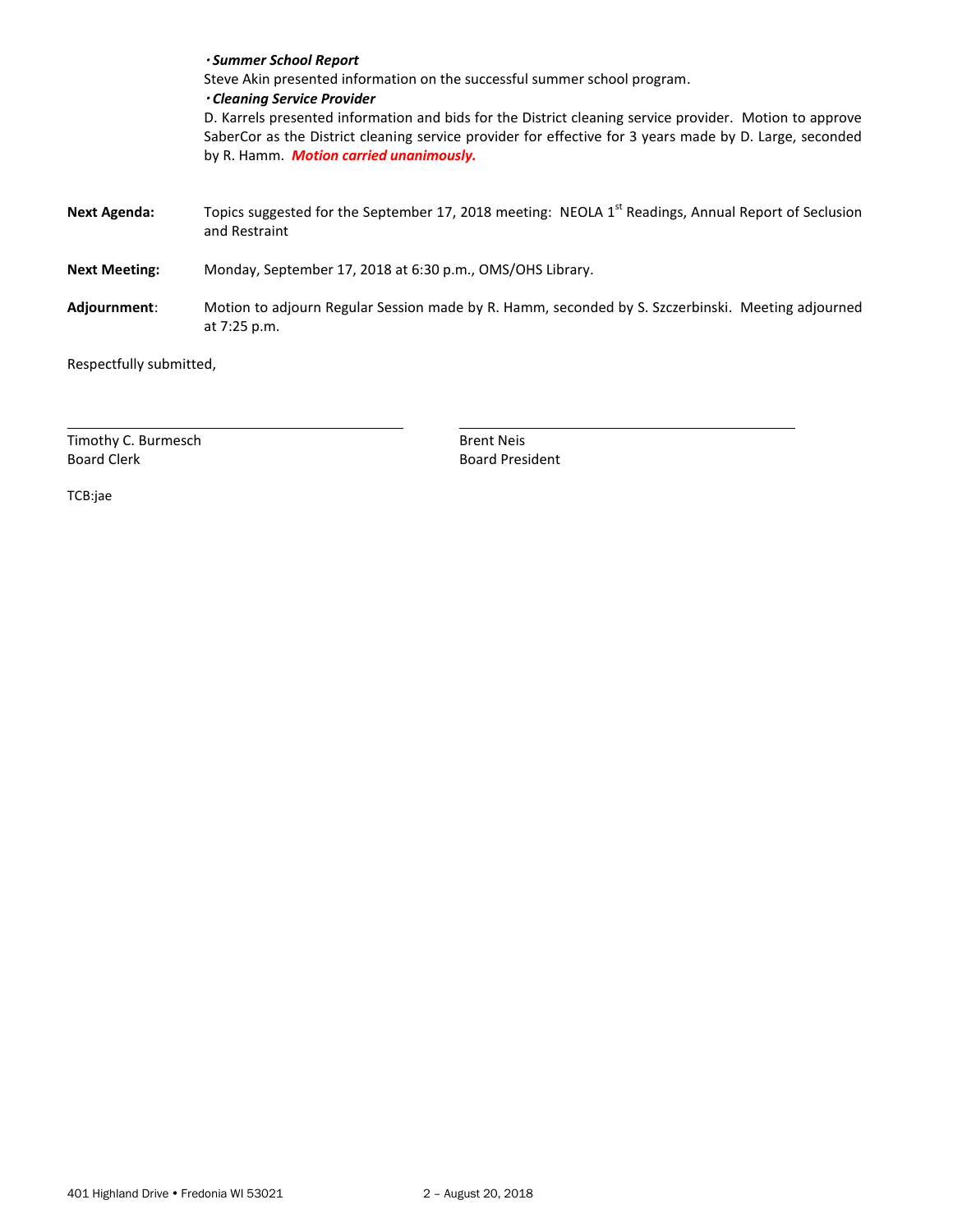***・Summer School Report***

Steve Akin presented information on the successful summer school program.

***・Cleaning Service Provider***

D. Karrels presented information and bids for the District cleaning service provider. Motion to approve SaberCor as the District cleaning service provider for effective for 3 years made by D. Large, seconded by R. Hamm. ***Motion carried unanimously.***

**Next Agenda:** Topics suggested for the September 17, 2018 meeting: NEOLA 1st Readings, Annual Report of Seclusion and Restraint

**Next Meeting:** Monday, September 17, 2018 at 6:30 p.m., OMS/OHS Library.

**Adjournment**: Motion to adjourn Regular Session made by R. Hamm, seconded by S. Szczerbinski. Meeting adjourned at 7:25 p.m.

Respectfully submitted,

Timothy C. Burmesch
Board Clerk

Brent Neis
Board President

TCB:jae

401 Highland Drive • Fredonia WI 53021